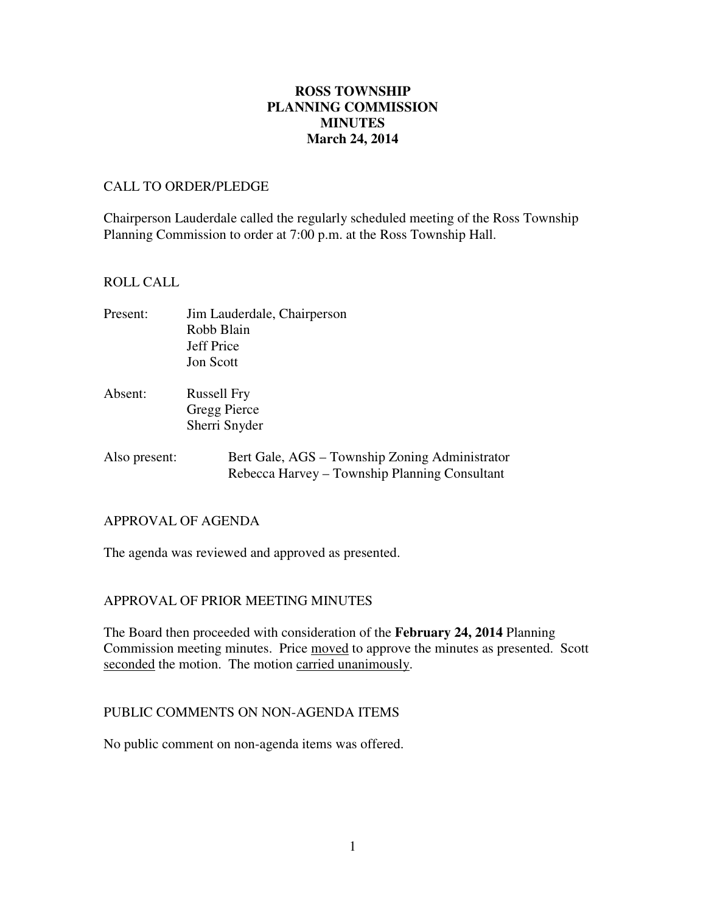# ROSS TOWNSHIP
# PLANNING COMMISSION
# MINUTES
# March 24, 2014

## CALL TO ORDER/PLEDGE

Chairperson Lauderdale called the regularly scheduled meeting of the Ross Township Planning Commission to order at 7:00 p.m. at the Ross Township Hall.

## ROLL CALL

Present: Jim Lauderdale, Chairperson
Robb Blain
Jeff Price
Jon Scott

Absent: Russell Fry
Gregg Pierce
Sherri Snyder

Also present: Bert Gale, AGS – Township Zoning Administrator
Rebecca Harvey – Township Planning Consultant

## APPROVAL OF AGENDA

The agenda was reviewed and approved as presented.

## APPROVAL OF PRIOR MEETING MINUTES

The Board then proceeded with consideration of the **February 24, 2014** Planning Commission meeting minutes. Price moved to approve the minutes as presented. Scott seconded the motion. The motion carried unanimously.

## PUBLIC COMMENTS ON NON-AGENDA ITEMS

No public comment on non-agenda items was offered.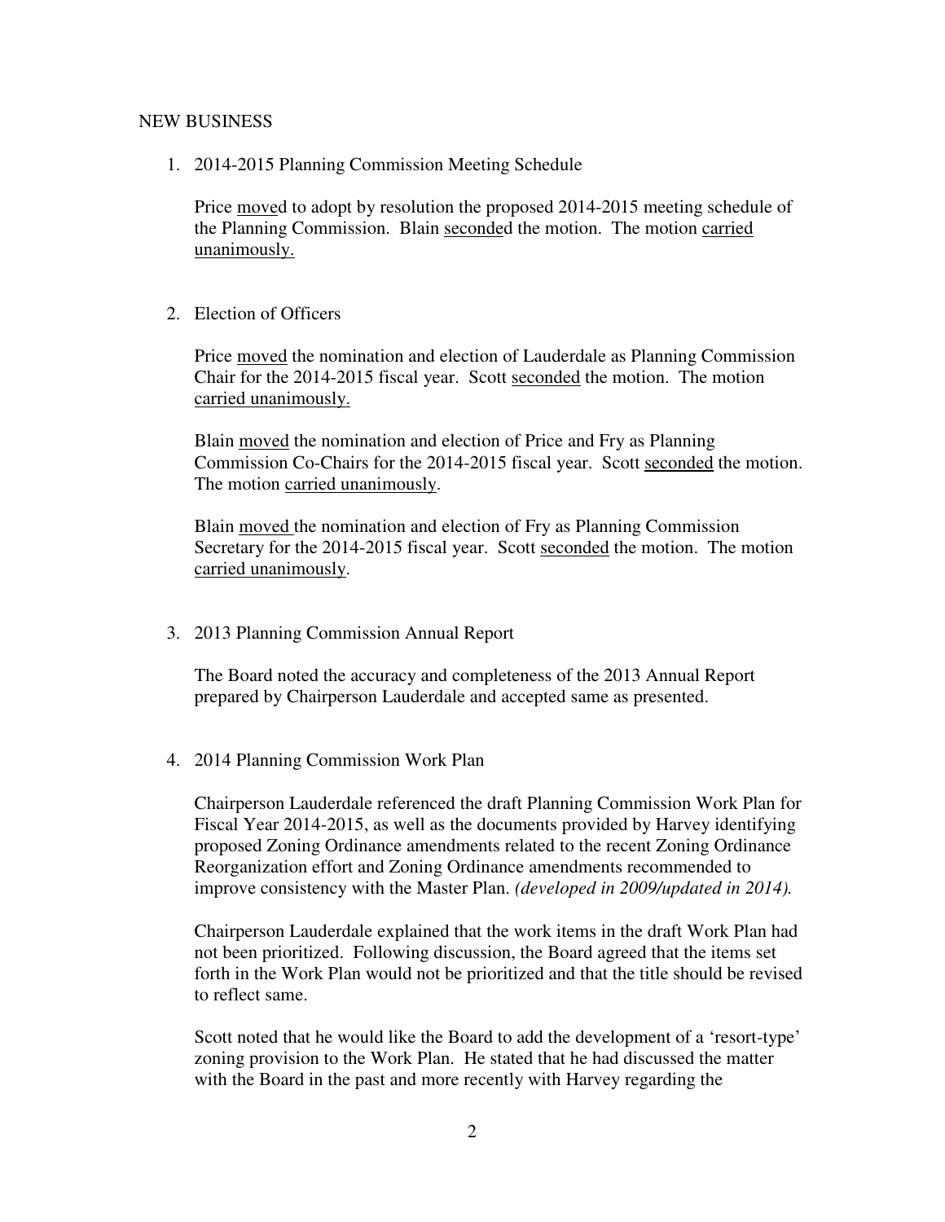NEW BUSINESS

1. 2014-2015 Planning Commission Meeting Schedule

   Price <u>move</u>d to adopt by resolution the proposed 2014-2015 meeting schedule of the Planning Commission. Blain <u>seconde</u>d the motion. The motion <u>carried unanimously.</u>

2. Election of Officers

   Price <u>moved</u> the nomination and election of Lauderdale as Planning Commission Chair for the 2014-2015 fiscal year. Scott <u>seconded</u> the motion. The motion <u>carried unanimously.</u>

   Blain <u>moved</u> the nomination and election of Price and Fry as Planning Commission Co-Chairs for the 2014-2015 fiscal year. Scott <u>seconded</u> the motion. The motion <u>carried unanimously</u>.

   Blain <u>moved</u> the nomination and election of Fry as Planning Commission Secretary for the 2014-2015 fiscal year. Scott <u>seconded</u> the motion. The motion <u>carried unanimously</u>.

3. 2013 Planning Commission Annual Report

   The Board noted the accuracy and completeness of the 2013 Annual Report prepared by Chairperson Lauderdale and accepted same as presented.

4. 2014 Planning Commission Work Plan

   Chairperson Lauderdale referenced the draft Planning Commission Work Plan for Fiscal Year 2014-2015, as well as the documents provided by Harvey identifying proposed Zoning Ordinance amendments related to the recent Zoning Ordinance Reorganization effort and Zoning Ordinance amendments recommended to improve consistency with the Master Plan. *(developed in 2009/updated in 2014).*

   Chairperson Lauderdale explained that the work items in the draft Work Plan had not been prioritized. Following discussion, the Board agreed that the items set forth in the Work Plan would not be prioritized and that the title should be revised to reflect same.

   Scott noted that he would like the Board to add the development of a 'resort-type' zoning provision to the Work Plan. He stated that he had discussed the matter with the Board in the past and more recently with Harvey regarding the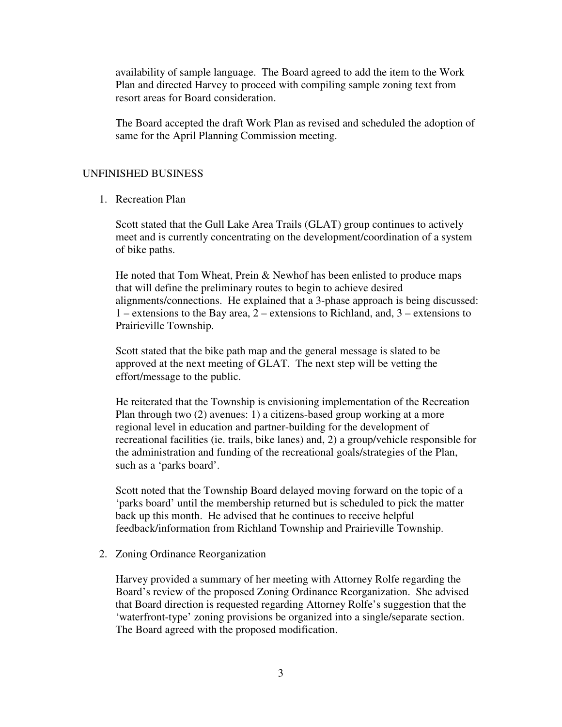availability of sample language. The Board agreed to add the item to the Work Plan and directed Harvey to proceed with compiling sample zoning text from resort areas for Board consideration.

The Board accepted the draft Work Plan as revised and scheduled the adoption of same for the April Planning Commission meeting.

## UNFINISHED BUSINESS

1. Recreation Plan

   Scott stated that the Gull Lake Area Trails (GLAT) group continues to actively meet and is currently concentrating on the development/coordination of a system of bike paths.

   He noted that Tom Wheat, Prein & Newhof has been enlisted to produce maps that will define the preliminary routes to begin to achieve desired alignments/connections. He explained that a 3-phase approach is being discussed: 1 – extensions to the Bay area, 2 – extensions to Richland, and, 3 – extensions to Prairieville Township.

   Scott stated that the bike path map and the general message is slated to be approved at the next meeting of GLAT. The next step will be vetting the effort/message to the public.

   He reiterated that the Township is envisioning implementation of the Recreation Plan through two (2) avenues: 1) a citizens-based group working at a more regional level in education and partner-building for the development of recreational facilities (ie. trails, bike lanes) and, 2) a group/vehicle responsible for the administration and funding of the recreational goals/strategies of the Plan, such as a 'parks board'.

   Scott noted that the Township Board delayed moving forward on the topic of a 'parks board' until the membership returned but is scheduled to pick the matter back up this month. He advised that he continues to receive helpful feedback/information from Richland Township and Prairieville Township.

2. Zoning Ordinance Reorganization

   Harvey provided a summary of her meeting with Attorney Rolfe regarding the Board's review of the proposed Zoning Ordinance Reorganization. She advised that Board direction is requested regarding Attorney Rolfe's suggestion that the 'waterfront-type' zoning provisions be organized into a single/separate section. The Board agreed with the proposed modification.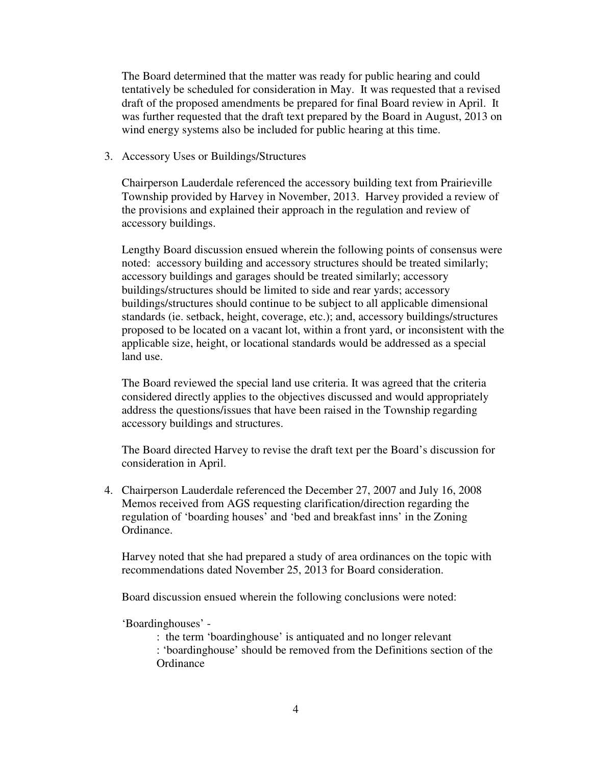The Board determined that the matter was ready for public hearing and could tentatively be scheduled for consideration in May. It was requested that a revised draft of the proposed amendments be prepared for final Board review in April. It was further requested that the draft text prepared by the Board in August, 2013 on wind energy systems also be included for public hearing at this time.

3. Accessory Uses or Buildings/Structures

   Chairperson Lauderdale referenced the accessory building text from Prairieville Township provided by Harvey in November, 2013. Harvey provided a review of the provisions and explained their approach in the regulation and review of accessory buildings.

   Lengthy Board discussion ensued wherein the following points of consensus were noted: accessory building and accessory structures should be treated similarly; accessory buildings and garages should be treated similarly; accessory buildings/structures should be limited to side and rear yards; accessory buildings/structures should continue to be subject to all applicable dimensional standards (ie. setback, height, coverage, etc.); and, accessory buildings/structures proposed to be located on a vacant lot, within a front yard, or inconsistent with the applicable size, height, or locational standards would be addressed as a special land use.

   The Board reviewed the special land use criteria. It was agreed that the criteria considered directly applies to the objectives discussed and would appropriately address the questions/issues that have been raised in the Township regarding accessory buildings and structures.

   The Board directed Harvey to revise the draft text per the Board's discussion for consideration in April.

4. Chairperson Lauderdale referenced the December 27, 2007 and July 16, 2008 Memos received from AGS requesting clarification/direction regarding the regulation of 'boarding houses' and 'bed and breakfast inns' in the Zoning Ordinance.

   Harvey noted that she had prepared a study of area ordinances on the topic with recommendations dated November 25, 2013 for Board consideration.

   Board discussion ensued wherein the following conclusions were noted:

   'Boardinghouses' -

   : the term 'boardinghouse' is antiquated and no longer relevant
   : 'boardinghouse' should be removed from the Definitions section of the Ordinance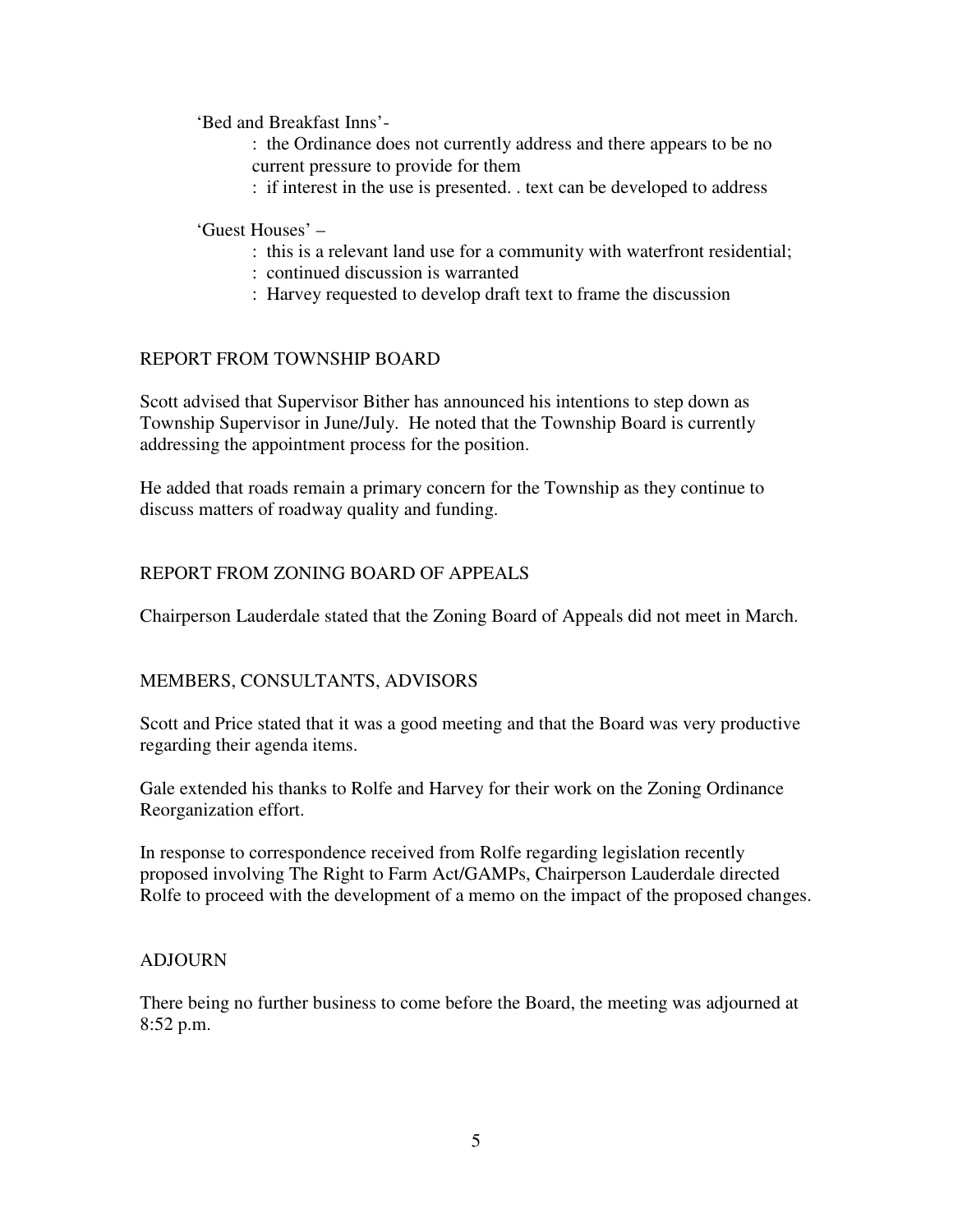'Bed and Breakfast Inns'-

: the Ordinance does not currently address and there appears to be no current pressure to provide for them

: if interest in the use is presented. . text can be developed to address

'Guest Houses' –

: this is a relevant land use for a community with waterfront residential;

: continued discussion is warranted

: Harvey requested to develop draft text to frame the discussion

## REPORT FROM TOWNSHIP BOARD

Scott advised that Supervisor Bither has announced his intentions to step down as Township Supervisor in June/July. He noted that the Township Board is currently addressing the appointment process for the position.

He added that roads remain a primary concern for the Township as they continue to discuss matters of roadway quality and funding.

## REPORT FROM ZONING BOARD OF APPEALS

Chairperson Lauderdale stated that the Zoning Board of Appeals did not meet in March.

## MEMBERS, CONSULTANTS, ADVISORS

Scott and Price stated that it was a good meeting and that the Board was very productive regarding their agenda items.

Gale extended his thanks to Rolfe and Harvey for their work on the Zoning Ordinance Reorganization effort.

In response to correspondence received from Rolfe regarding legislation recently proposed involving The Right to Farm Act/GAMPs, Chairperson Lauderdale directed Rolfe to proceed with the development of a memo on the impact of the proposed changes.

## ADJOURN

There being no further business to come before the Board, the meeting was adjourned at 8:52 p.m.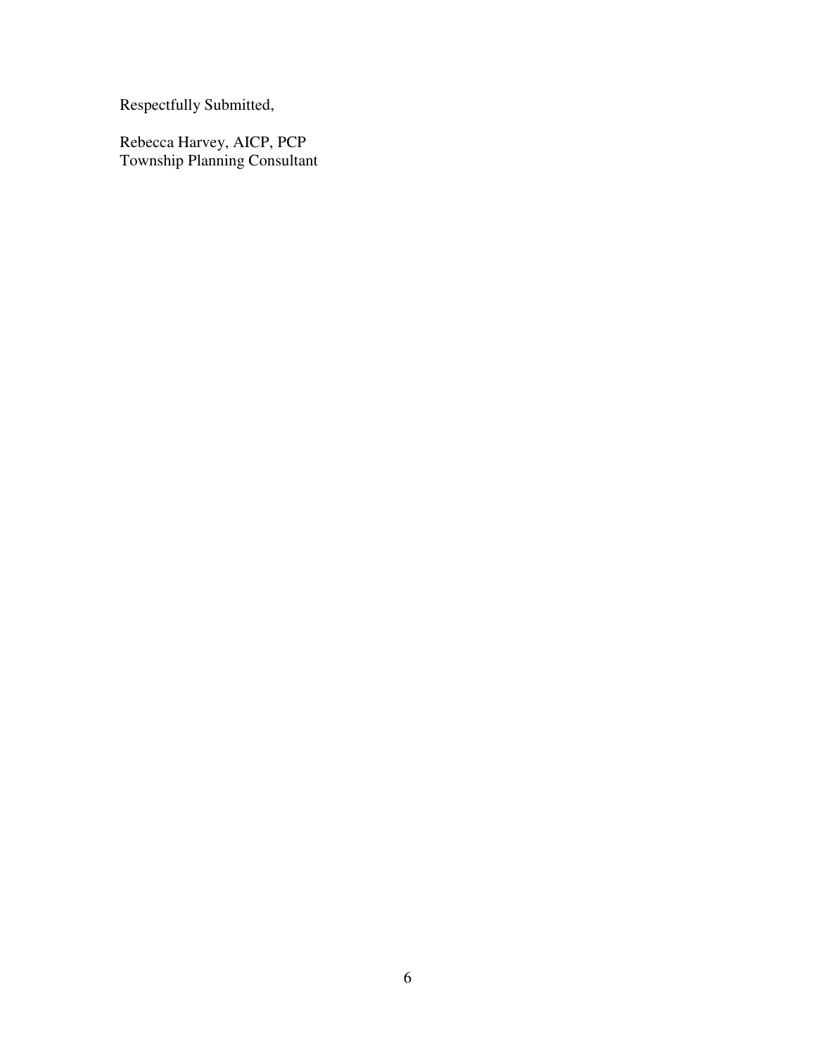Respectfully Submitted,

Rebecca Harvey, AICP, PCP
Township Planning Consultant